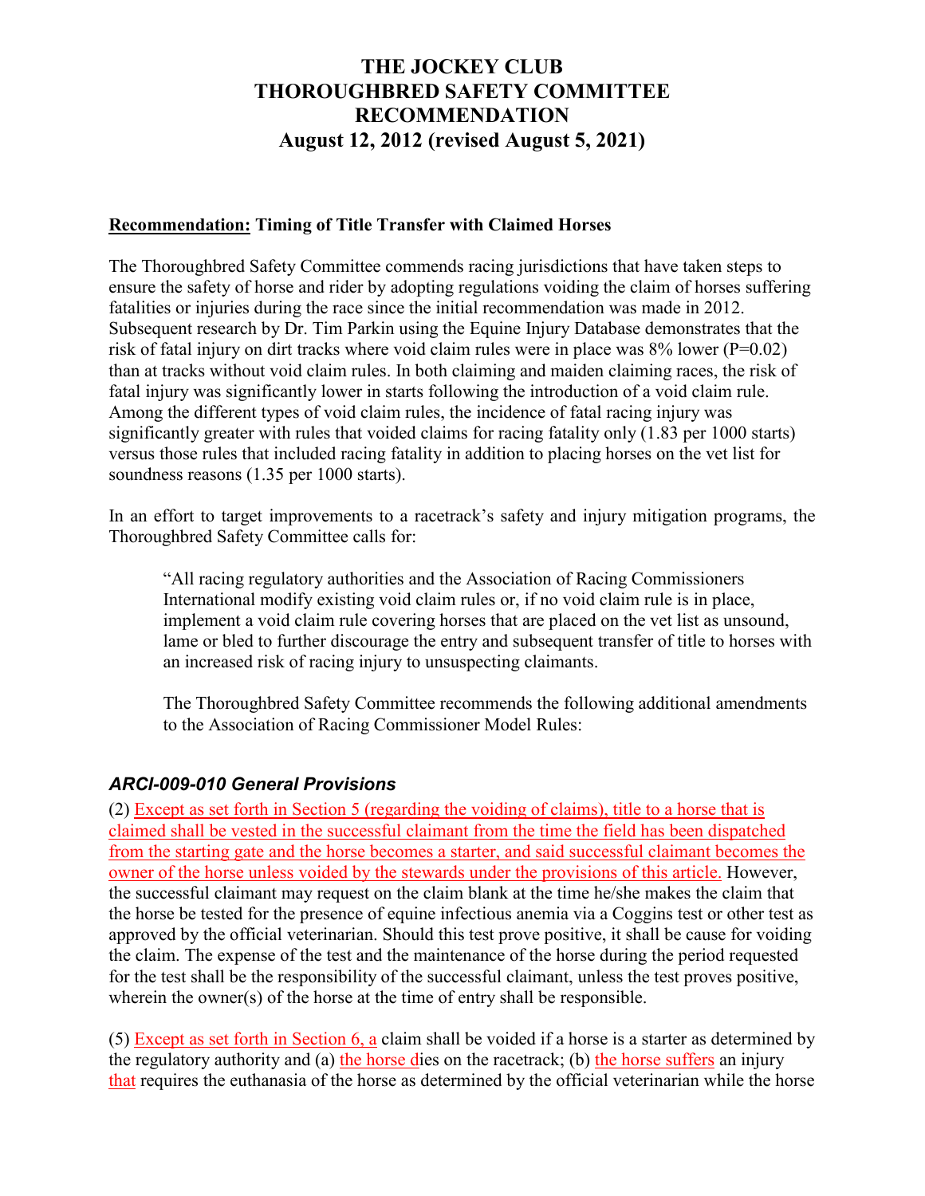# THE JOCKEY CLUB
# THOROUGHBRED SAFETY COMMITTEE
# RECOMMENDATION
# August 12, 2012 (revised August 5, 2021)

**Recommendation:** **Timing of Title Transfer with Claimed Horses**

The Thoroughbred Safety Committee commends racing jurisdictions that have taken steps to ensure the safety of horse and rider by adopting regulations voiding the claim of horses suffering fatalities or injuries during the race since the initial recommendation was made in 2012. Subsequent research by Dr. Tim Parkin using the Equine Injury Database demonstrates that the risk of fatal injury on dirt tracks where void claim rules were in place was 8% lower ($P=0.02$) than at tracks without void claim rules. In both claiming and maiden claiming races, the risk of fatal injury was significantly lower in starts following the introduction of a void claim rule. Among the different types of void claim rules, the incidence of fatal racing injury was significantly greater with rules that voided claims for racing fatality only (1.83 per 1000 starts) versus those rules that included racing fatality in addition to placing horses on the vet list for soundness reasons (1.35 per 1000 starts).

In an effort to target improvements to a racetrack's safety and injury mitigation programs, the Thoroughbred Safety Committee calls for:

> "All racing regulatory authorities and the Association of Racing Commissioners International modify existing void claim rules or, if no void claim rule is in place, implement a void claim rule covering horses that are placed on the vet list as unsound, lame or bled to further discourage the entry and subsequent transfer of title to horses with an increased risk of racing injury to unsuspecting claimants.
>
> The Thoroughbred Safety Committee recommends the following additional amendments to the Association of Racing Commissioner Model Rules:

### *ARCI-009-010 General Provisions*

(2) Except as set forth in Section 5 (regarding the voiding of claims), title to a horse that is claimed shall be vested in the successful claimant from the time the field has been dispatched from the starting gate and the horse becomes a starter, and said successful claimant becomes the owner of the horse unless voided by the stewards under the provisions of this article. However, the successful claimant may request on the claim blank at the time he/she makes the claim that the horse be tested for the presence of equine infectious anemia via a Coggins test or other test as approved by the official veterinarian. Should this test prove positive, it shall be cause for voiding the claim. The expense of the test and the maintenance of the horse during the period requested for the test shall be the responsibility of the successful claimant, unless the test proves positive, wherein the owner(s) of the horse at the time of entry shall be responsible.

(5) Except as set forth in Section 6, a claim shall be voided if a horse is a starter as determined by the regulatory authority and (a) the horse dies on the racetrack; (b) the horse suffers an injury that requires the euthanasia of the horse as determined by the official veterinarian while the horse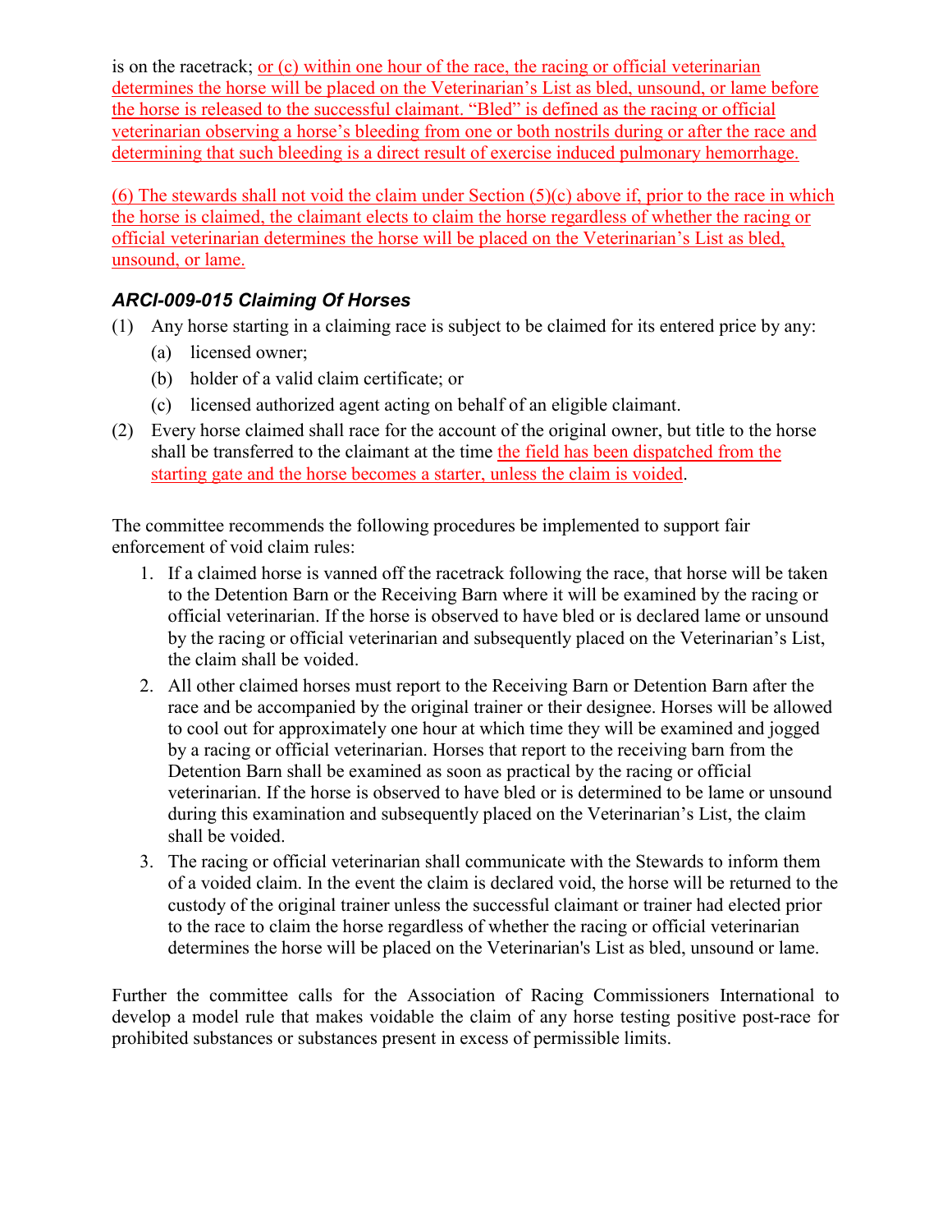is on the racetrack; or (c) within one hour of the race, the racing or official veterinarian determines the horse will be placed on the Veterinarian's List as bled, unsound, or lame before the horse is released to the successful claimant. "Bled" is defined as the racing or official veterinarian observing a horse's bleeding from one or both nostrils during or after the race and determining that such bleeding is a direct result of exercise induced pulmonary hemorrhage.

(6) The stewards shall not void the claim under Section (5)(c) above if, prior to the race in which the horse is claimed, the claimant elects to claim the horse regardless of whether the racing or official veterinarian determines the horse will be placed on the Veterinarian's List as bled, unsound, or lame.

### *ARCI-009-015 Claiming Of Horses*

(1) Any horse starting in a claiming race is subject to be claimed for its entered price by any:
   (a) licensed owner;
   (b) holder of a valid claim certificate; or
   (c) licensed authorized agent acting on behalf of an eligible claimant.

(2) Every horse claimed shall race for the account of the original owner, but title to the horse shall be transferred to the claimant at the time the field has been dispatched from the starting gate and the horse becomes a starter, unless the claim is voided.

The committee recommends the following procedures be implemented to support fair enforcement of void claim rules:

1. If a claimed horse is vanned off the racetrack following the race, that horse will be taken to the Detention Barn or the Receiving Barn where it will be examined by the racing or official veterinarian. If the horse is observed to have bled or is declared lame or unsound by the racing or official veterinarian and subsequently placed on the Veterinarian's List, the claim shall be voided.
2. All other claimed horses must report to the Receiving Barn or Detention Barn after the race and be accompanied by the original trainer or their designee. Horses will be allowed to cool out for approximately one hour at which time they will be examined and jogged by a racing or official veterinarian. Horses that report to the receiving barn from the Detention Barn shall be examined as soon as practical by the racing or official veterinarian. If the horse is observed to have bled or is determined to be lame or unsound during this examination and subsequently placed on the Veterinarian's List, the claim shall be voided.
3. The racing or official veterinarian shall communicate with the Stewards to inform them of a voided claim. In the event the claim is declared void, the horse will be returned to the custody of the original trainer unless the successful claimant or trainer had elected prior to the race to claim the horse regardless of whether the racing or official veterinarian determines the horse will be placed on the Veterinarian's List as bled, unsound or lame.

Further the committee calls for the Association of Racing Commissioners International to develop a model rule that makes voidable the claim of any horse testing positive post-race for prohibited substances or substances present in excess of permissible limits.